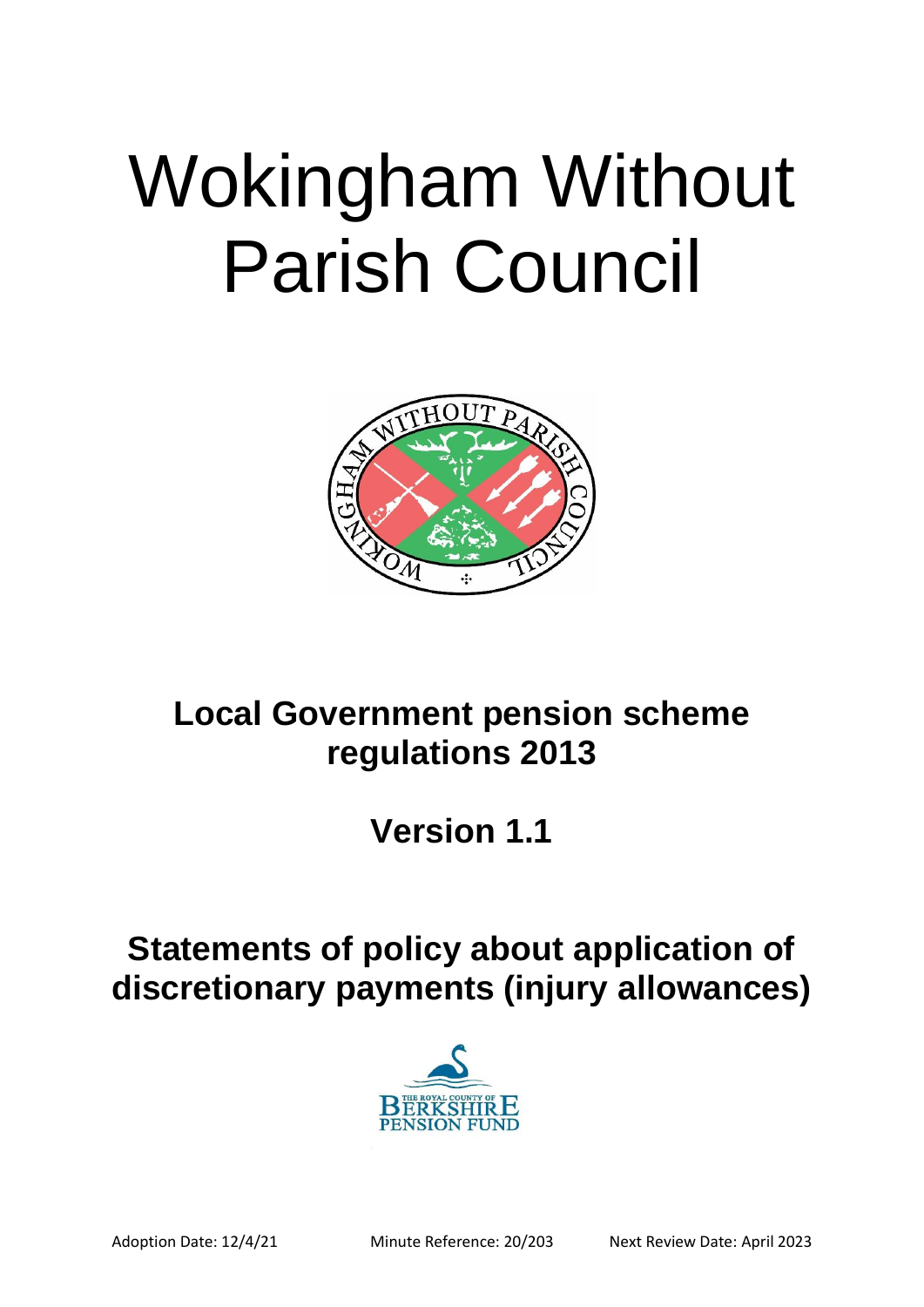# Wokingham Without Parish Council

## Local Government pension scheme regulations 2013

## Version 1.1

## Statements of policy about application of discretionary payments (injury allowances)

Adoption Date: 12/4/21 Minute Reference: 20/203 Next Review Date: April 2023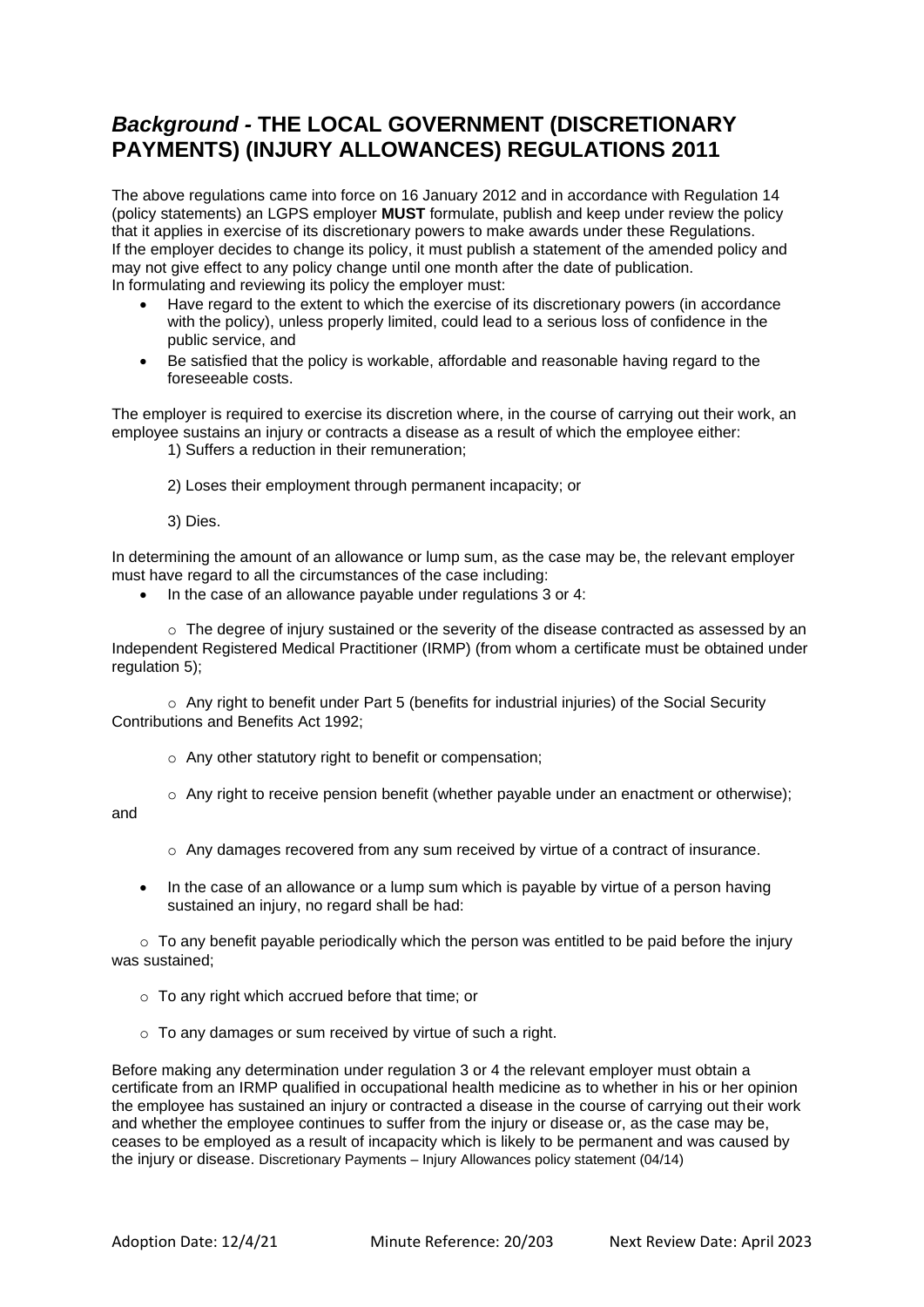# *Background -* THE LOCAL GOVERNMENT (DISCRETIONARY PAYMENTS) (INJURY ALLOWANCES) REGULATIONS 2011

The above regulations came into force on 16 January 2012 and in accordance with Regulation 14 (policy statements) an LGPS employer **MUST** formulate, publish and keep under review the policy that it applies in exercise of its discretionary powers to make awards under these Regulations. If the employer decides to change its policy, it must publish a statement of the amended policy and may not give effect to any policy change until one month after the date of publication. In formulating and reviewing its policy the employer must:

- Have regard to the extent to which the exercise of its discretionary powers (in accordance with the policy), unless properly limited, could lead to a serious loss of confidence in the public service, and
- Be satisfied that the policy is workable, affordable and reasonable having regard to the foreseeable costs.

The employer is required to exercise its discretion where, in the course of carrying out their work, an employee sustains an injury or contracts a disease as a result of which the employee either:

1) Suffers a reduction in their remuneration;

2) Loses their employment through permanent incapacity; or

3) Dies.

In determining the amount of an allowance or lump sum, as the case may be, the relevant employer must have regard to all the circumstances of the case including:

- In the case of an allowance payable under regulations 3 or 4:
  - The degree of injury sustained or the severity of the disease contracted as assessed by an Independent Registered Medical Practitioner (IRMP) (from whom a certificate must be obtained under regulation 5);
  - Any right to benefit under Part 5 (benefits for industrial injuries) of the Social Security Contributions and Benefits Act 1992;
  - Any other statutory right to benefit or compensation;
  - Any right to receive pension benefit (whether payable under an enactment or otherwise); and
  - Any damages recovered from any sum received by virtue of a contract of insurance.
- In the case of an allowance or a lump sum which is payable by virtue of a person having sustained an injury, no regard shall be had:
  - To any benefit payable periodically which the person was entitled to be paid before the injury was sustained;
  - To any right which accrued before that time; or
  - To any damages or sum received by virtue of such a right.

Before making any determination under regulation 3 or 4 the relevant employer must obtain a certificate from an IRMP qualified in occupational health medicine as to whether in his or her opinion the employee has sustained an injury or contracted a disease in the course of carrying out their work and whether the employee continues to suffer from the injury or disease or, as the case may be, ceases to be employed as a result of incapacity which is likely to be permanent and was caused by the injury or disease. Discretionary Payments – Injury Allowances policy statement (04/14)

Adoption Date: 12/4/21 Minute Reference: 20/203 Next Review Date: April 2023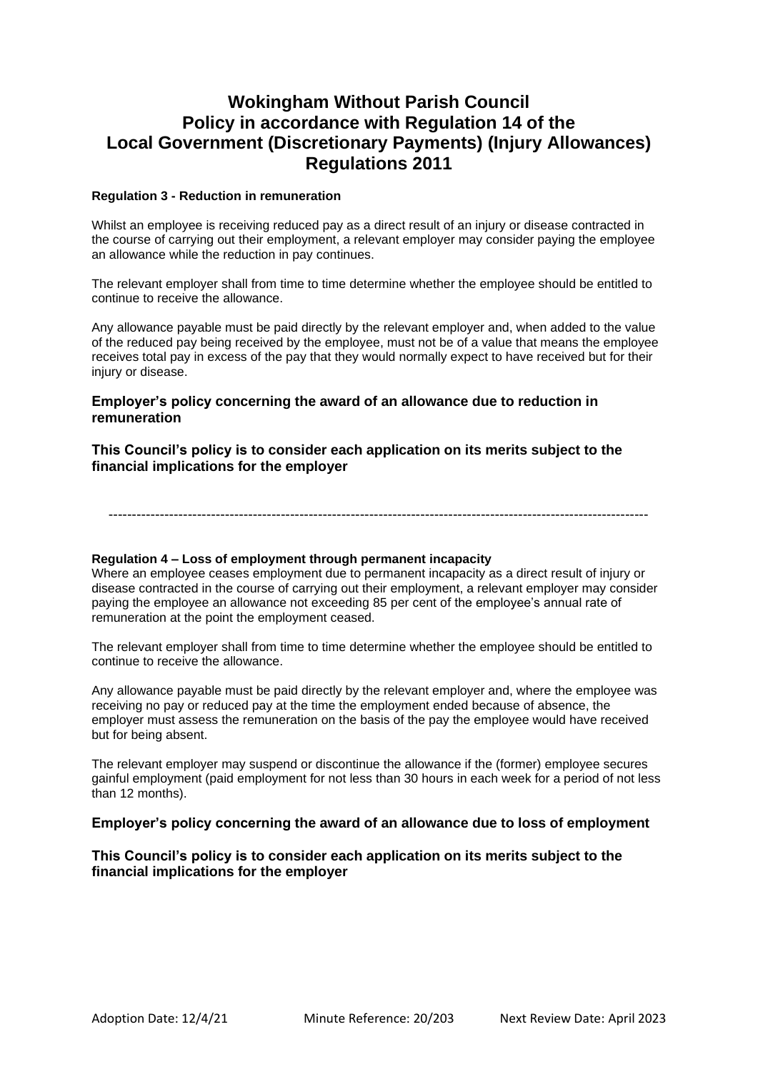# Wokingham Without Parish Council Policy in accordance with Regulation 14 of the Local Government (Discretionary Payments) (Injury Allowances) Regulations 2011

**Regulation 3 - Reduction in remuneration**

Whilst an employee is receiving reduced pay as a direct result of an injury or disease contracted in the course of carrying out their employment, a relevant employer may consider paying the employee an allowance while the reduction in pay continues.

The relevant employer shall from time to time determine whether the employee should be entitled to continue to receive the allowance.

Any allowance payable must be paid directly by the relevant employer and, when added to the value of the reduced pay being received by the employee, must not be of a value that means the employee receives total pay in excess of the pay that they would normally expect to have received but for their injury or disease.

### Employer's policy concerning the award of an allowance due to reduction in remuneration

**This Council's policy is to consider each application on its merits subject to the financial implications for the employer**

---

**Regulation 4 – Loss of employment through permanent incapacity**

Where an employee ceases employment due to permanent incapacity as a direct result of injury or disease contracted in the course of carrying out their employment, a relevant employer may consider paying the employee an allowance not exceeding 85 per cent of the employee's annual rate of remuneration at the point the employment ceased.

The relevant employer shall from time to time determine whether the employee should be entitled to continue to receive the allowance.

Any allowance payable must be paid directly by the relevant employer and, where the employee was receiving no pay or reduced pay at the time the employment ended because of absence, the employer must assess the remuneration on the basis of the pay the employee would have received but for being absent.

The relevant employer may suspend or discontinue the allowance if the (former) employee secures gainful employment (paid employment for not less than 30 hours in each week for a period of not less than 12 months).

### Employer's policy concerning the award of an allowance due to loss of employment

**This Council's policy is to consider each application on its merits subject to the financial implications for the employer**

Adoption Date: 12/4/21 Minute Reference: 20/203 Next Review Date: April 2023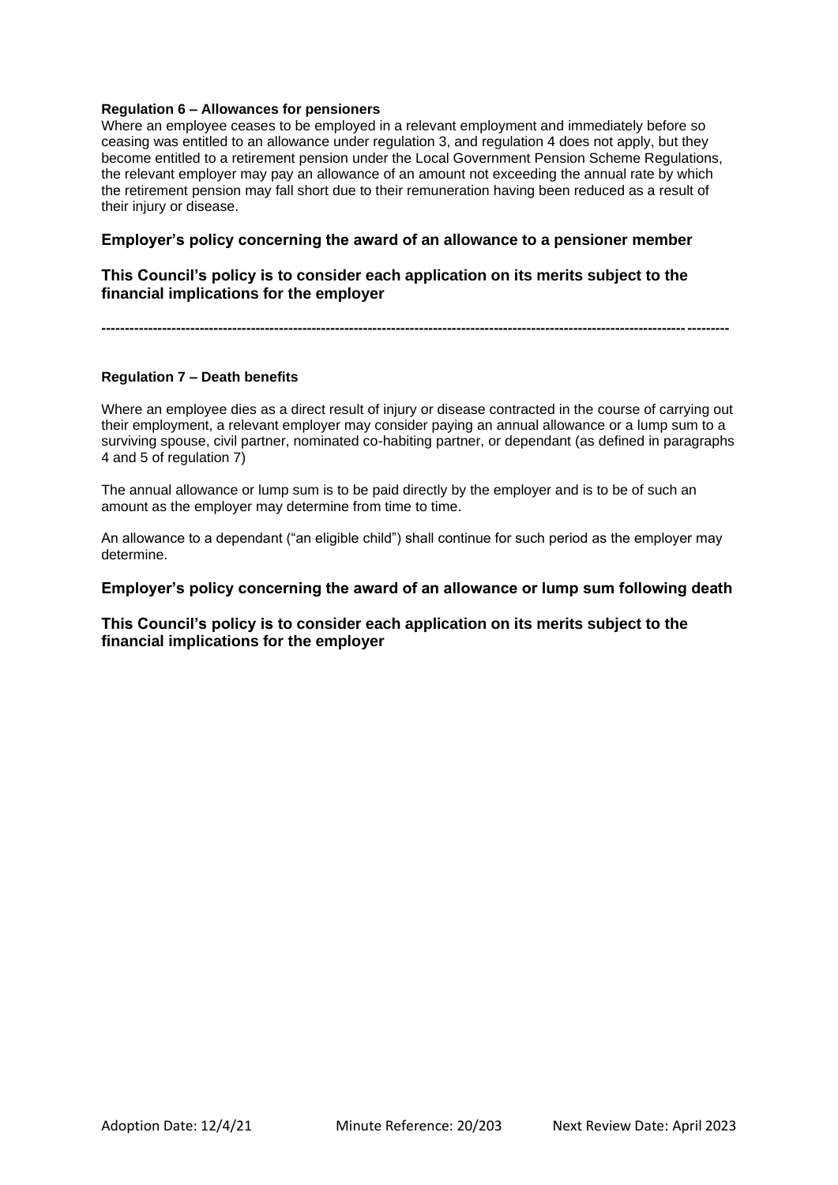**Regulation 6 – Allowances for pensioners**

Where an employee ceases to be employed in a relevant employment and immediately before so ceasing was entitled to an allowance under regulation 3, and regulation 4 does not apply, but they become entitled to a retirement pension under the Local Government Pension Scheme Regulations, the relevant employer may pay an allowance of an amount not exceeding the annual rate by which the retirement pension may fall short due to their remuneration having been reduced as a result of their injury or disease.

### Employer's policy concerning the award of an allowance to a pensioner member

### This Council's policy is to consider each application on its merits subject to the financial implications for the employer

---

**Regulation 7 – Death benefits**

Where an employee dies as a direct result of injury or disease contracted in the course of carrying out their employment, a relevant employer may consider paying an annual allowance or a lump sum to a surviving spouse, civil partner, nominated co-habiting partner, or dependant (as defined in paragraphs 4 and 5 of regulation 7)

The annual allowance or lump sum is to be paid directly by the employer and is to be of such an amount as the employer may determine from time to time.

An allowance to a dependant ("an eligible child") shall continue for such period as the employer may determine.

### Employer's policy concerning the award of an allowance or lump sum following death

### This Council's policy is to consider each application on its merits subject to the financial implications for the employer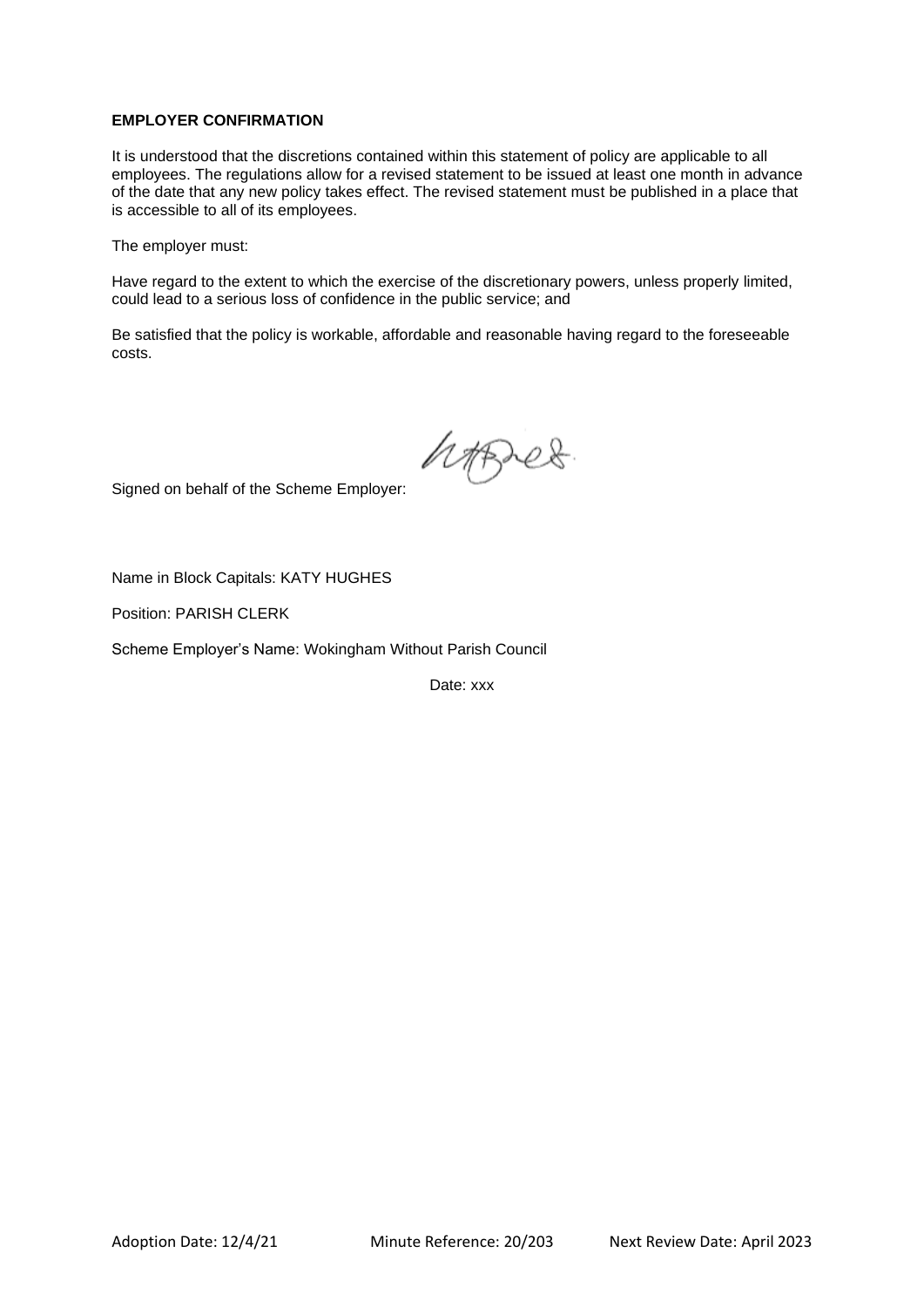**EMPLOYER CONFIRMATION**

It is understood that the discretions contained within this statement of policy are applicable to all employees. The regulations allow for a revised statement to be issued at least one month in advance of the date that any new policy takes effect. The revised statement must be published in a place that is accessible to all of its employees.

The employer must:

Have regard to the extent to which the exercise of the discretionary powers, unless properly limited, could lead to a serious loss of confidence in the public service; and

Be satisfied that the policy is workable, affordable and reasonable having regard to the foreseeable costs.

Signed on behalf of the Scheme Employer:

Name in Block Capitals: KATY HUGHES

Position: PARISH CLERK

Scheme Employer's Name: Wokingham Without Parish Council

Date: xxx

Adoption Date: 12/4/21 Minute Reference: 20/203 Next Review Date: April 2023